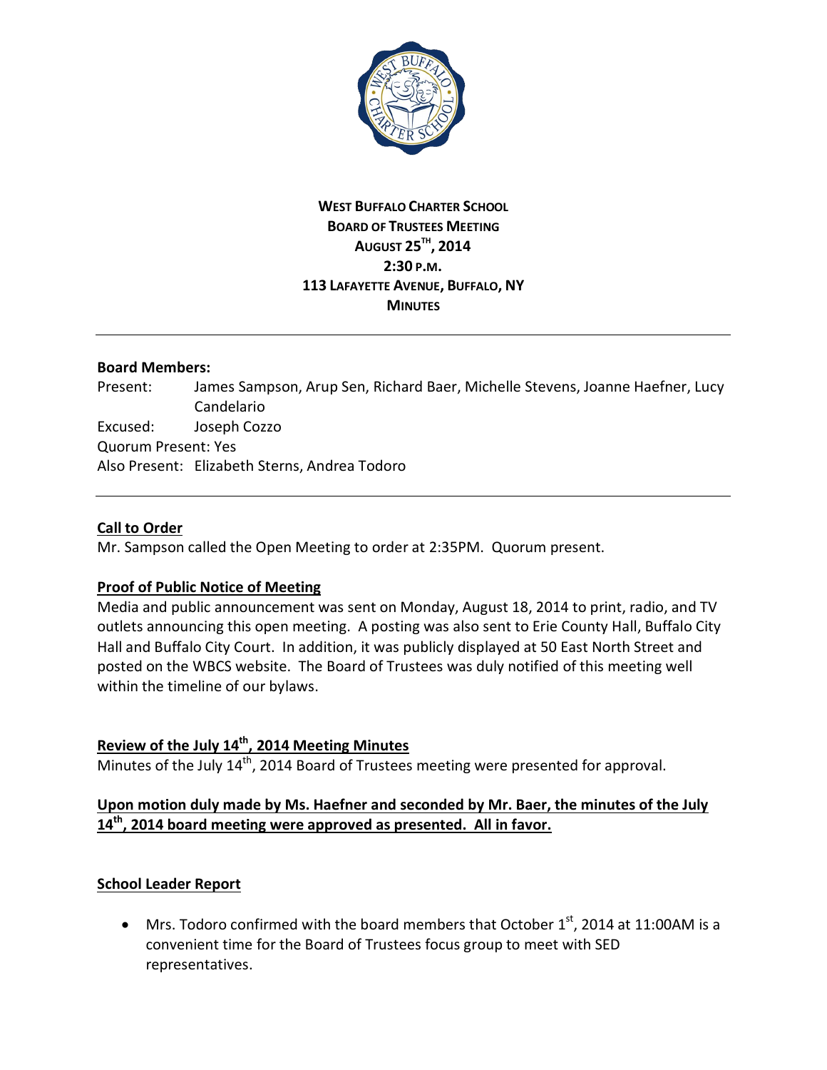**WEST BUFFALO CHARTER SCHOOL**
**BOARD OF TRUSTEES MEETING**
**AUGUST 25TH, 2014**
**2:30 P.M.**
**113 LAFAYETTE AVENUE, BUFFALO, NY**
**MINUTES**

---

**Board Members:**

Present: James Sampson, Arup Sen, Richard Baer, Michelle Stevens, Joanne Haefner, Lucy Candelario

Excused: Joseph Cozzo

Quorum Present: Yes

Also Present: Elizabeth Sterns, Andrea Todoro

---

**Call to Order**

Mr. Sampson called the Open Meeting to order at 2:35PM. Quorum present.

**Proof of Public Notice of Meeting**

Media and public announcement was sent on Monday, August 18, 2014 to print, radio, and TV outlets announcing this open meeting. A posting was also sent to Erie County Hall, Buffalo City Hall and Buffalo City Court. In addition, it was publicly displayed at 50 East North Street and posted on the WBCS website. The Board of Trustees was duly notified of this meeting well within the timeline of our bylaws.

**Review of the July 14th, 2014 Meeting Minutes**

Minutes of the July 14th, 2014 Board of Trustees meeting were presented for approval.

**Upon motion duly made by Ms. Haefner and seconded by Mr. Baer, the minutes of the July 14th, 2014 board meeting were approved as presented. All in favor.**

**School Leader Report**

- Mrs. Todoro confirmed with the board members that October 1st, 2014 at 11:00AM is a convenient time for the Board of Trustees focus group to meet with SED representatives.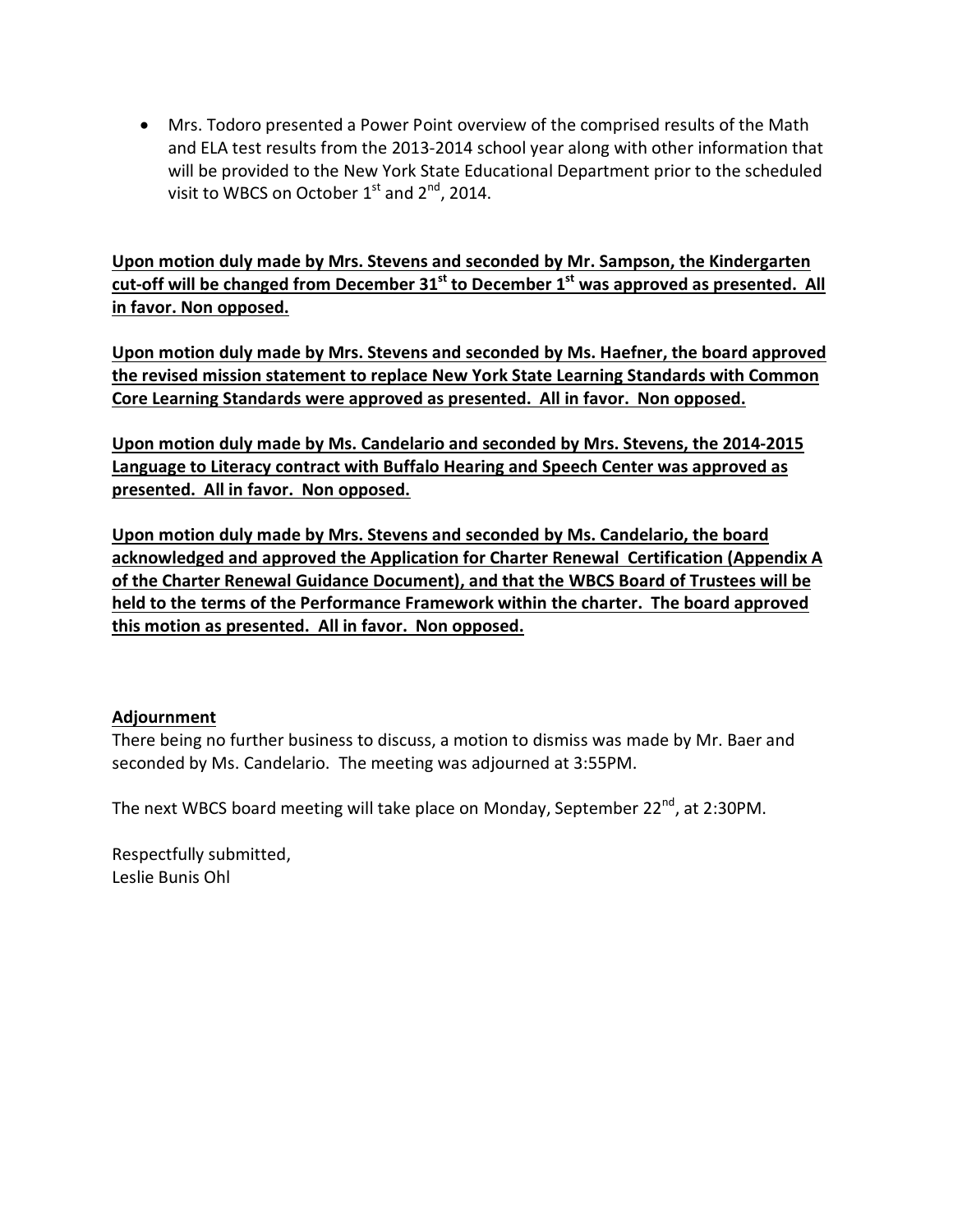- Mrs. Todoro presented a Power Point overview of the comprised results of the Math and ELA test results from the 2013-2014 school year along with other information that will be provided to the New York State Educational Department prior to the scheduled visit to WBCS on October 1st and 2nd, 2014.

**Upon motion duly made by Mrs. Stevens and seconded by Mr. Sampson, the Kindergarten cut-off will be changed from December 31st to December 1st was approved as presented. All in favor. Non opposed.**

**Upon motion duly made by Mrs. Stevens and seconded by Ms. Haefner, the board approved the revised mission statement to replace New York State Learning Standards with Common Core Learning Standards were approved as presented. All in favor. Non opposed.**

**Upon motion duly made by Ms. Candelario and seconded by Mrs. Stevens, the 2014-2015 Language to Literacy contract with Buffalo Hearing and Speech Center was approved as presented. All in favor. Non opposed.**

**Upon motion duly made by Mrs. Stevens and seconded by Ms. Candelario, the board acknowledged and approved the Application for Charter Renewal Certification (Appendix A of the Charter Renewal Guidance Document), and that the WBCS Board of Trustees will be held to the terms of the Performance Framework within the charter. The board approved this motion as presented. All in favor. Non opposed.**

**Adjournment**

There being no further business to discuss, a motion to dismiss was made by Mr. Baer and seconded by Ms. Candelario. The meeting was adjourned at 3:55PM.

The next WBCS board meeting will take place on Monday, September 22nd, at 2:30PM.

Respectfully submitted,
Leslie Bunis Ohl